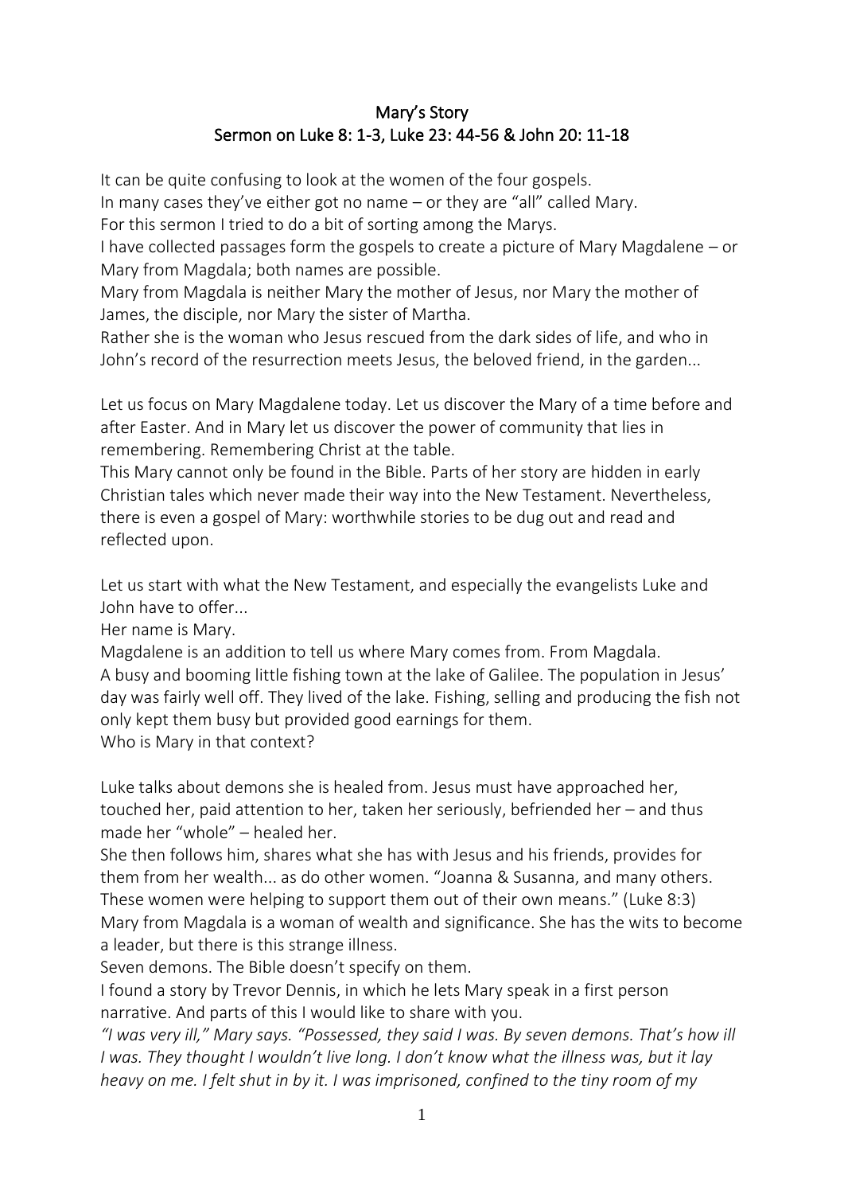# Mary's Story
## Sermon on Luke 8: 1-3, Luke 23: 44-56 & John 20: 11-18

It can be quite confusing to look at the women of the four gospels.
In many cases they've either got no name – or they are "all" called Mary.
For this sermon I tried to do a bit of sorting among the Marys.
I have collected passages form the gospels to create a picture of Mary Magdalene – or Mary from Magdala; both names are possible.
Mary from Magdala is neither Mary the mother of Jesus, nor Mary the mother of James, the disciple, nor Mary the sister of Martha.
Rather she is the woman who Jesus rescued from the dark sides of life, and who in John's record of the resurrection meets Jesus, the beloved friend, in the garden...

Let us focus on Mary Magdalene today. Let us discover the Mary of a time before and after Easter. And in Mary let us discover the power of community that lies in remembering. Remembering Christ at the table.
This Mary cannot only be found in the Bible. Parts of her story are hidden in early Christian tales which never made their way into the New Testament. Nevertheless, there is even a gospel of Mary: worthwhile stories to be dug out and read and reflected upon.

Let us start with what the New Testament, and especially the evangelists Luke and John have to offer...
Her name is Mary.
Magdalene is an addition to tell us where Mary comes from. From Magdala.
A busy and booming little fishing town at the lake of Galilee. The population in Jesus' day was fairly well off. They lived of the lake. Fishing, selling and producing the fish not only kept them busy but provided good earnings for them.
Who is Mary in that context?

Luke talks about demons she is healed from. Jesus must have approached her, touched her, paid attention to her, taken her seriously, befriended her – and thus made her "whole" – healed her.
She then follows him, shares what she has with Jesus and his friends, provides for them from her wealth... as do other women. "Joanna & Susanna, and many others. These women were helping to support them out of their own means." (Luke 8:3)
Mary from Magdala is a woman of wealth and significance. She has the wits to become a leader, but there is this strange illness.
Seven demons. The Bible doesn't specify on them.
I found a story by Trevor Dennis, in which he lets Mary speak in a first person narrative. And parts of this I would like to share with you.
*"I was very ill," Mary says. "Possessed, they said I was. By seven demons. That's how ill I was. They thought I wouldn't live long. I don't know what the illness was, but it lay heavy on me. I felt shut in by it. I was imprisoned, confined to the tiny room of my*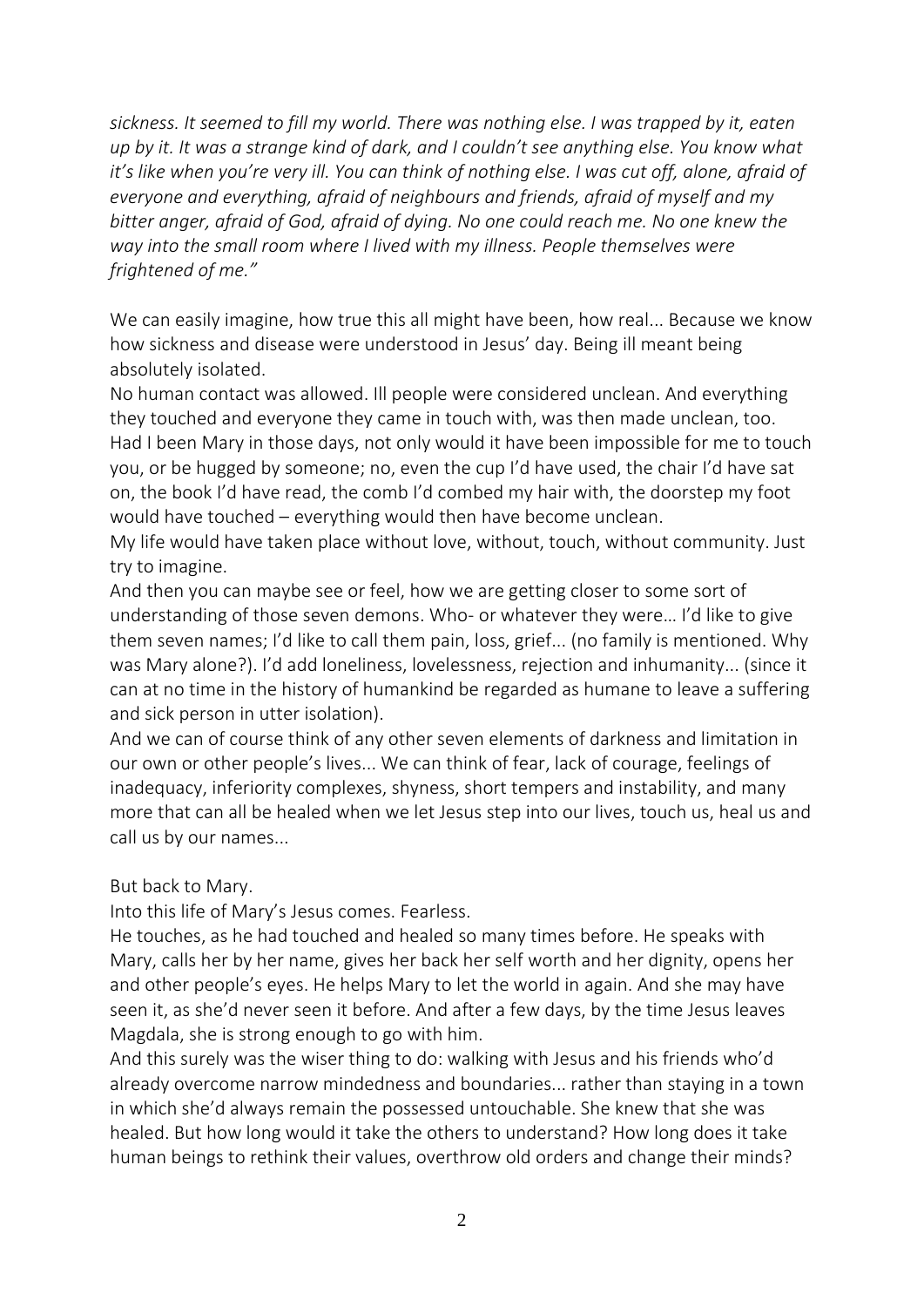*sickness. It seemed to fill my world. There was nothing else. I was trapped by it, eaten up by it. It was a strange kind of dark, and I couldn't see anything else. You know what it's like when you're very ill. You can think of nothing else. I was cut off, alone, afraid of everyone and everything, afraid of neighbours and friends, afraid of myself and my bitter anger, afraid of God, afraid of dying. No one could reach me. No one knew the way into the small room where I lived with my illness. People themselves were frightened of me."*

We can easily imagine, how true this all might have been, how real... Because we know how sickness and disease were understood in Jesus' day. Being ill meant being absolutely isolated.
No human contact was allowed. Ill people were considered unclean. And everything they touched and everyone they came in touch with, was then made unclean, too.
Had I been Mary in those days, not only would it have been impossible for me to touch you, or be hugged by someone; no, even the cup I'd have used, the chair I'd have sat on, the book I'd have read, the comb I'd combed my hair with, the doorstep my foot would have touched – everything would then have become unclean.
My life would have taken place without love, without, touch, without community. Just try to imagine.
And then you can maybe see or feel, how we are getting closer to some sort of understanding of those seven demons. Who- or whatever they were… I'd like to give them seven names; I'd like to call them pain, loss, grief... (no family is mentioned. Why was Mary alone?). I'd add loneliness, lovelessness, rejection and inhumanity... (since it can at no time in the history of humankind be regarded as humane to leave a suffering and sick person in utter isolation).
And we can of course think of any other seven elements of darkness and limitation in our own or other people's lives... We can think of fear, lack of courage, feelings of inadequacy, inferiority complexes, shyness, short tempers and instability, and many more that can all be healed when we let Jesus step into our lives, touch us, heal us and call us by our names...

But back to Mary.
Into this life of Mary's Jesus comes. Fearless.
He touches, as he had touched and healed so many times before. He speaks with Mary, calls her by her name, gives her back her self worth and her dignity, opens her and other people's eyes. He helps Mary to let the world in again. And she may have seen it, as she'd never seen it before. And after a few days, by the time Jesus leaves Magdala, she is strong enough to go with him.
And this surely was the wiser thing to do: walking with Jesus and his friends who'd already overcome narrow mindedness and boundaries... rather than staying in a town in which she'd always remain the possessed untouchable. She knew that she was healed. But how long would it take the others to understand? How long does it take human beings to rethink their values, overthrow old orders and change their minds?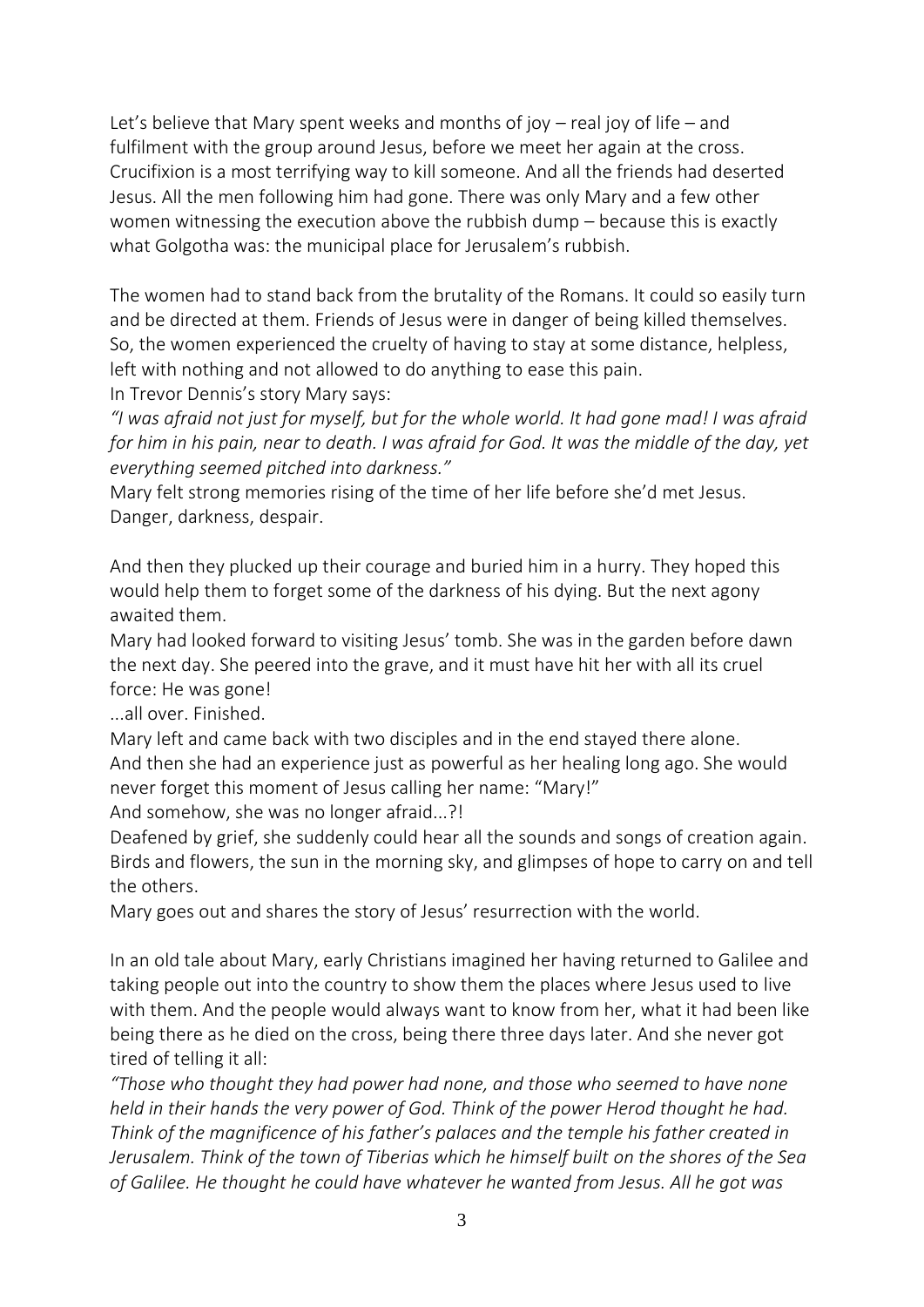Let's believe that Mary spent weeks and months of joy – real joy of life – and fulfilment with the group around Jesus, before we meet her again at the cross. Crucifixion is a most terrifying way to kill someone. And all the friends had deserted Jesus. All the men following him had gone. There was only Mary and a few other women witnessing the execution above the rubbish dump – because this is exactly what Golgotha was: the municipal place for Jerusalem's rubbish.

The women had to stand back from the brutality of the Romans. It could so easily turn and be directed at them. Friends of Jesus were in danger of being killed themselves. So, the women experienced the cruelty of having to stay at some distance, helpless, left with nothing and not allowed to do anything to ease this pain.
In Trevor Dennis's story Mary says:
*"I was afraid not just for myself, but for the whole world. It had gone mad! I was afraid for him in his pain, near to death. I was afraid for God. It was the middle of the day, yet everything seemed pitched into darkness."*
Mary felt strong memories rising of the time of her life before she'd met Jesus. Danger, darkness, despair.

And then they plucked up their courage and buried him in a hurry. They hoped this would help them to forget some of the darkness of his dying. But the next agony awaited them.
Mary had looked forward to visiting Jesus' tomb. She was in the garden before dawn the next day. She peered into the grave, and it must have hit her with all its cruel force: He was gone!
...all over. Finished.
Mary left and came back with two disciples and in the end stayed there alone.
And then she had an experience just as powerful as her healing long ago. She would never forget this moment of Jesus calling her name: "Mary!"
And somehow, she was no longer afraid...?!
Deafened by grief, she suddenly could hear all the sounds and songs of creation again. Birds and flowers, the sun in the morning sky, and glimpses of hope to carry on and tell the others.
Mary goes out and shares the story of Jesus' resurrection with the world.

In an old tale about Mary, early Christians imagined her having returned to Galilee and taking people out into the country to show them the places where Jesus used to live with them. And the people would always want to know from her, what it had been like being there as he died on the cross, being there three days later. And she never got tired of telling it all:
*"Those who thought they had power had none, and those who seemed to have none held in their hands the very power of God. Think of the power Herod thought he had. Think of the magnificence of his father's palaces and the temple his father created in Jerusalem. Think of the town of Tiberias which he himself built on the shores of the Sea of Galilee. He thought he could have whatever he wanted from Jesus. All he got was*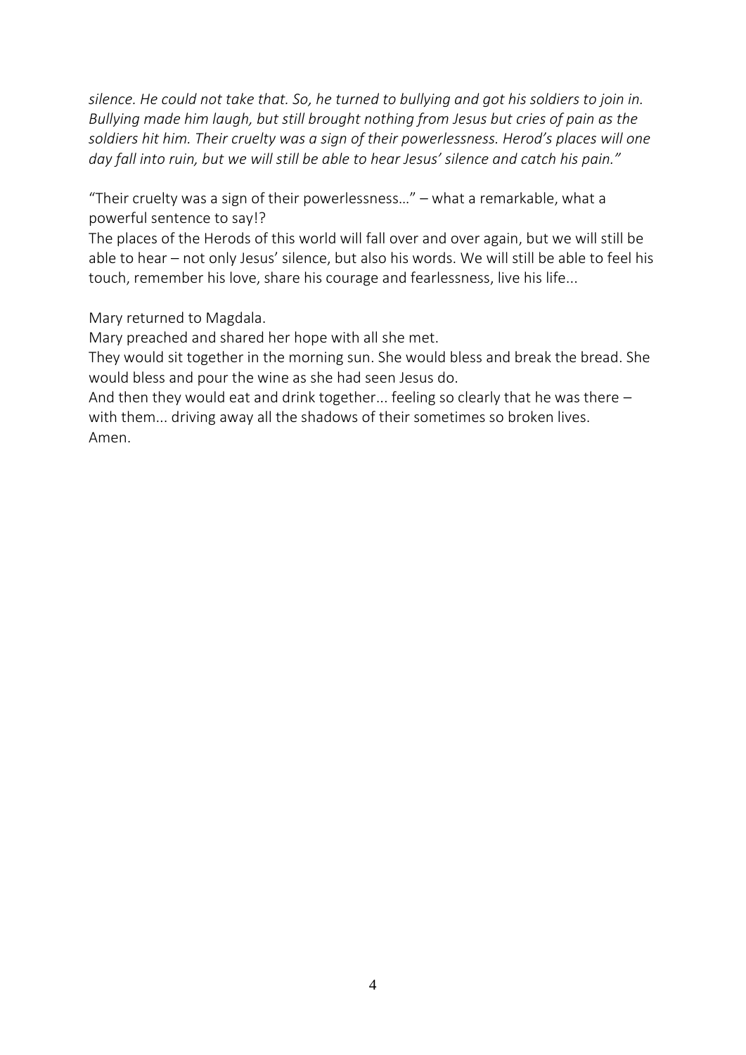*silence. He could not take that. So, he turned to bullying and got his soldiers to join in. Bullying made him laugh, but still brought nothing from Jesus but cries of pain as the soldiers hit him. Their cruelty was a sign of their powerlessness. Herod's places will one day fall into ruin, but we will still be able to hear Jesus' silence and catch his pain."*

"Their cruelty was a sign of their powerlessness…" – what a remarkable, what a powerful sentence to say!?

The places of the Herods of this world will fall over and over again, but we will still be able to hear – not only Jesus' silence, but also his words. We will still be able to feel his touch, remember his love, share his courage and fearlessness, live his life...

Mary returned to Magdala.

Mary preached and shared her hope with all she met.

They would sit together in the morning sun. She would bless and break the bread. She would bless and pour the wine as she had seen Jesus do.

And then they would eat and drink together... feeling so clearly that he was there – with them... driving away all the shadows of their sometimes so broken lives.

Amen.